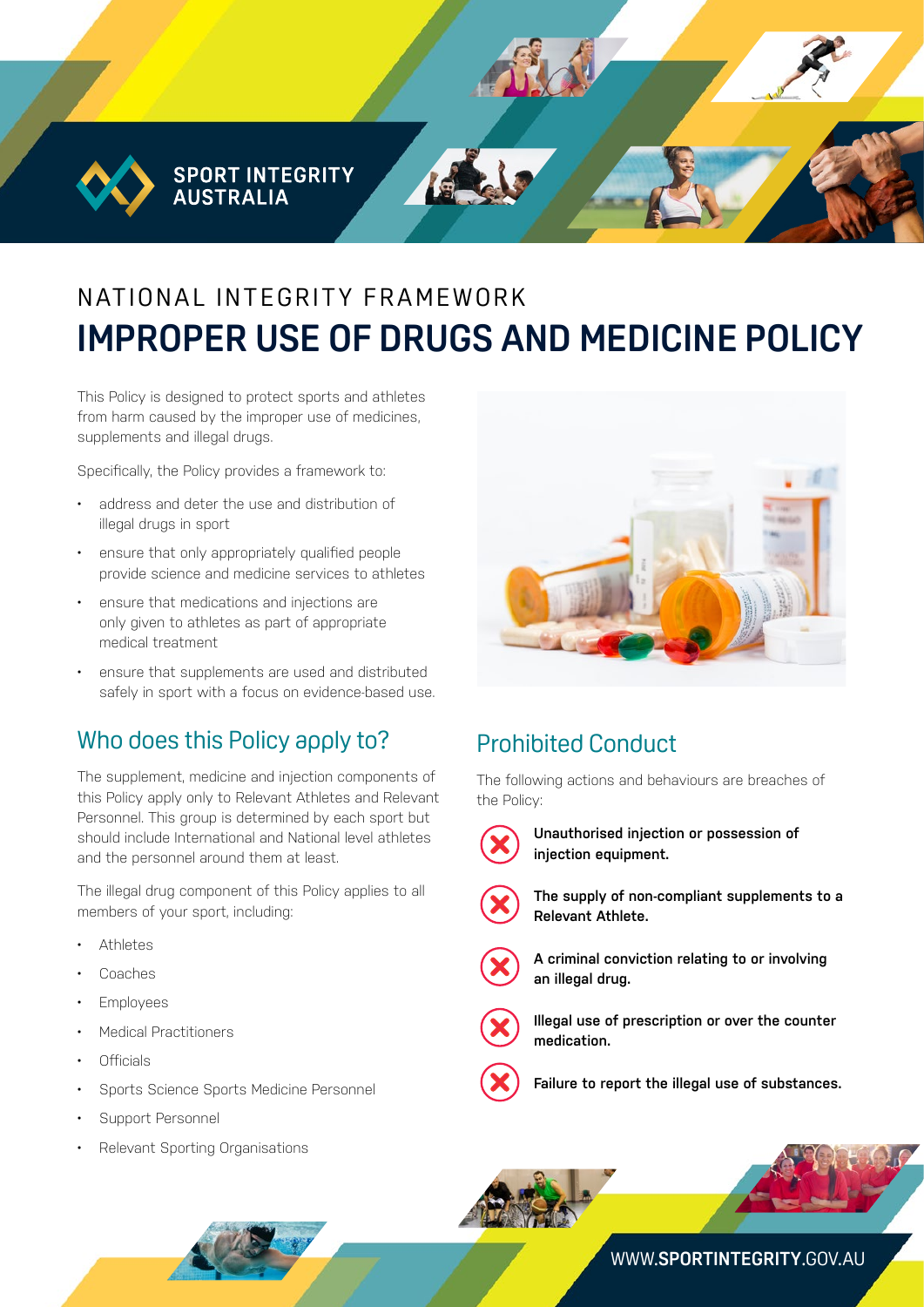SPORT INTEGRITY AUSTRALIA

NATIONAL INTEGRITY FRAMEWORK

# IMPROPER USE OF DRUGS AND MEDICINE POLICY

This Policy is designed to protect sports and athletes from harm caused by the improper use of medicines, supplements and illegal drugs.

Specifically, the Policy provides a framework to:

- address and deter the use and distribution of illegal drugs in sport
- ensure that only appropriately qualified people provide science and medicine services to athletes
- ensure that medications and injections are only given to athletes as part of appropriate medical treatment
- ensure that supplements are used and distributed safely in sport with a focus on evidence-based use.

## Who does this Policy apply to?

The supplement, medicine and injection components of this Policy apply only to Relevant Athletes and Relevant Personnel. This group is determined by each sport but should include International and National level athletes and the personnel around them at least.

The illegal drug component of this Policy applies to all members of your sport, including:

- Athletes
- Coaches
- Employees
- Medical Practitioners
- Officials
- Sports Science Sports Medicine Personnel
- Support Personnel
- Relevant Sporting Organisations

## Prohibited Conduct

The following actions and behaviours are breaches of the Policy:

- **Unauthorised injection or possession of injection equipment.**
- **The supply of non-compliant supplements to a Relevant Athlete.**
- **A criminal conviction relating to or involving an illegal drug.**
- **Illegal use of prescription or over the counter medication.**
- **Failure to report the illegal use of substances.**

WWW.**SPORTINTEGRITY**.GOV.AU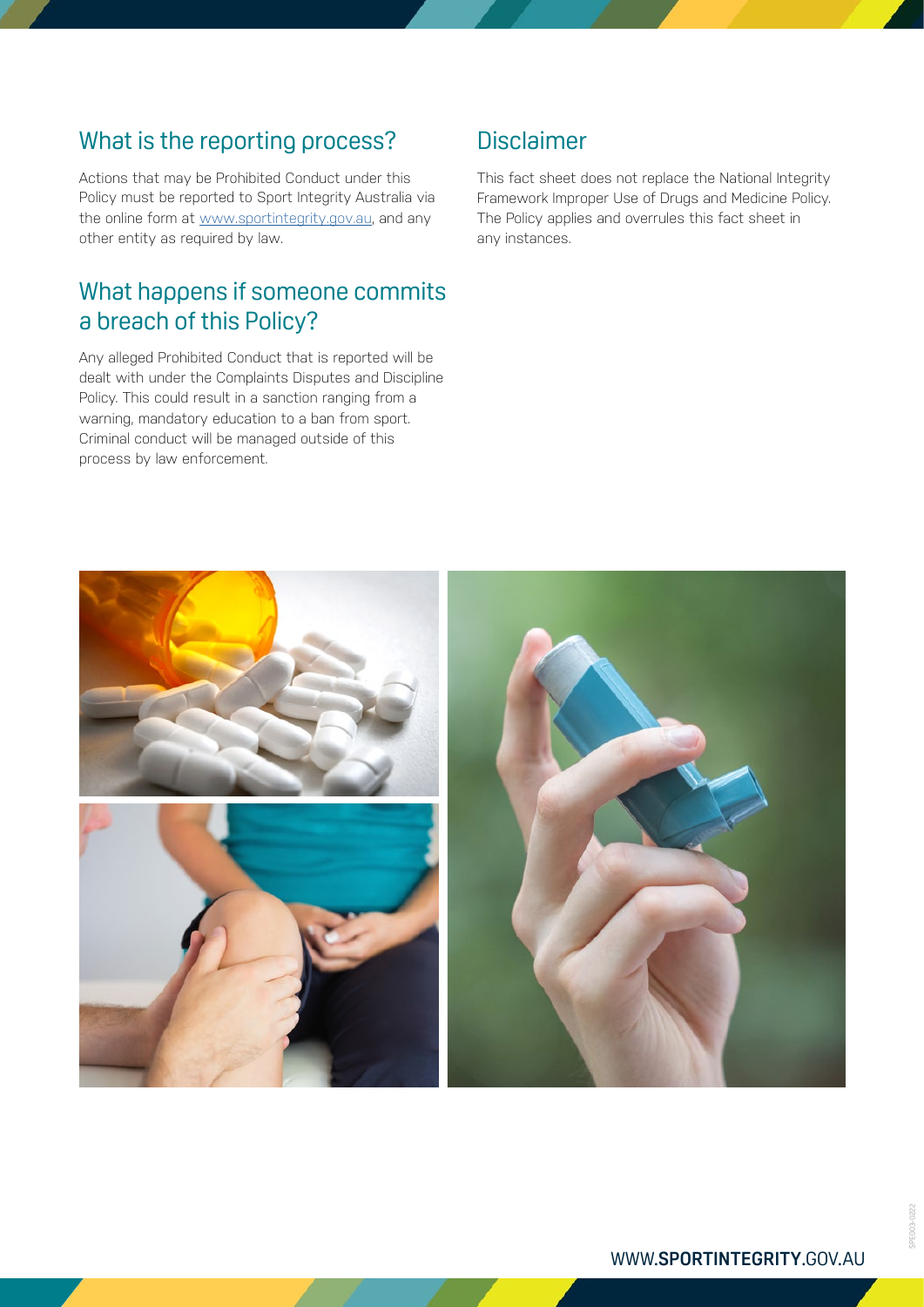## What is the reporting process?

Actions that may be Prohibited Conduct under this Policy must be reported to Sport Integrity Australia via the online form at www.sportintegrity.gov.au, and any other entity as required by law.

## What happens if someone commits a breach of this Policy?

Any alleged Prohibited Conduct that is reported will be dealt with under the Complaints Disputes and Discipline Policy. This could result in a sanction ranging from a warning, mandatory education to a ban from sport. Criminal conduct will be managed outside of this process by law enforcement.

## Disclaimer

This fact sheet does not replace the National Integrity Framework Improper Use of Drugs and Medicine Policy. The Policy applies and overrules this fact sheet in any instances.

WWW.**SPORTINTEGRITY**.GOV.AU

SPE003-0222